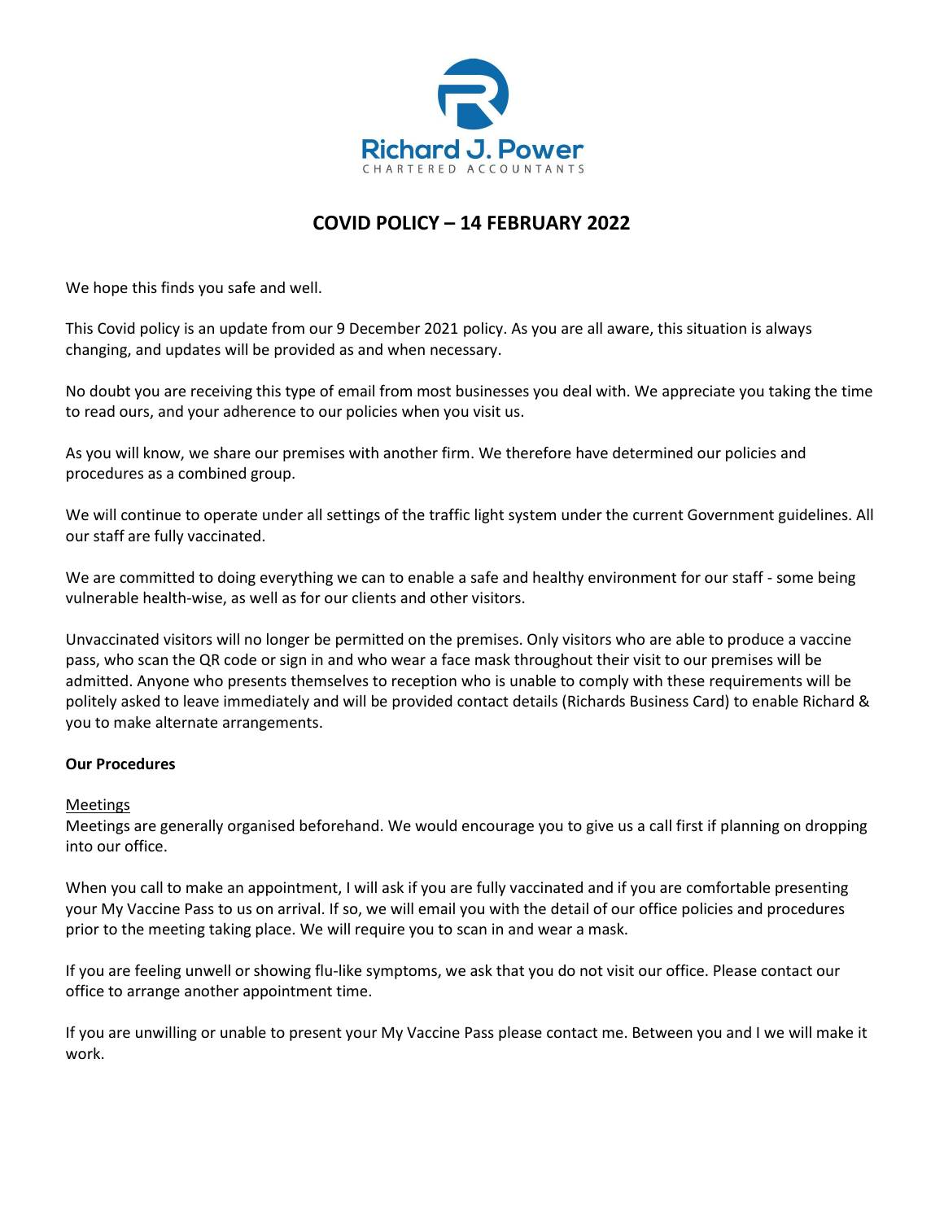Richard J. Power
CHARTERED ACCOUNTANTS

# COVID POLICY – 14 FEBRUARY 2022

We hope this finds you safe and well.

This Covid policy is an update from our 9 December 2021 policy. As you are all aware, this situation is always changing, and updates will be provided as and when necessary.

No doubt you are receiving this type of email from most businesses you deal with. We appreciate you taking the time to read ours, and your adherence to our policies when you visit us.

As you will know, we share our premises with another firm. We therefore have determined our policies and procedures as a combined group.

We will continue to operate under all settings of the traffic light system under the current Government guidelines. All our staff are fully vaccinated.

We are committed to doing everything we can to enable a safe and healthy environment for our staff - some being vulnerable health-wise, as well as for our clients and other visitors.

Unvaccinated visitors will no longer be permitted on the premises. Only visitors who are able to produce a vaccine pass, who scan the QR code or sign in and who wear a face mask throughout their visit to our premises will be admitted. Anyone who presents themselves to reception who is unable to comply with these requirements will be politely asked to leave immediately and will be provided contact details (Richards Business Card) to enable Richard & you to make alternate arrangements.

## Our Procedures

### Meetings

Meetings are generally organised beforehand. We would encourage you to give us a call first if planning on dropping into our office.

When you call to make an appointment, I will ask if you are fully vaccinated and if you are comfortable presenting your My Vaccine Pass to us on arrival. If so, we will email you with the detail of our office policies and procedures prior to the meeting taking place. We will require you to scan in and wear a mask.

If you are feeling unwell or showing flu-like symptoms, we ask that you do not visit our office. Please contact our office to arrange another appointment time.

If you are unwilling or unable to present your My Vaccine Pass please contact me. Between you and I we will make it work.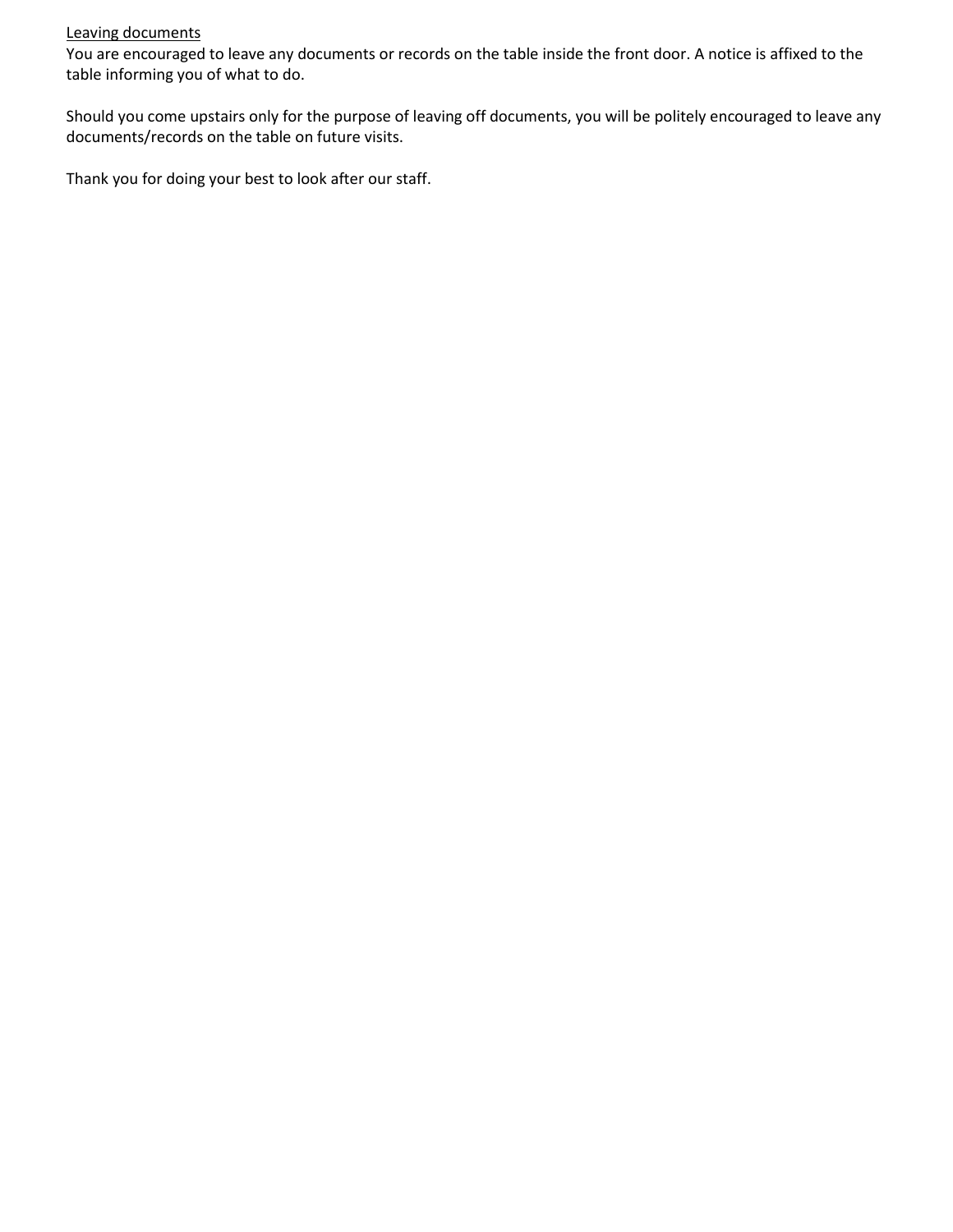Leaving documents

You are encouraged to leave any documents or records on the table inside the front door. A notice is affixed to the table informing you of what to do.

Should you come upstairs only for the purpose of leaving off documents, you will be politely encouraged to leave any documents/records on the table on future visits.

Thank you for doing your best to look after our staff.